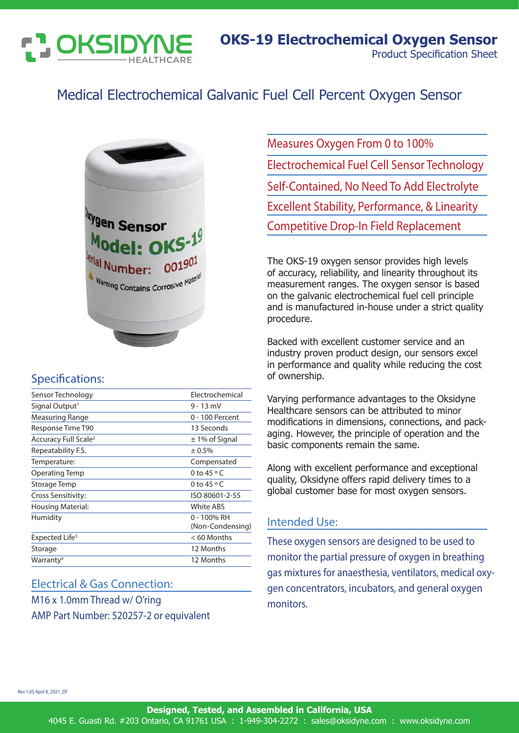# OKS-19 Electrochemical Oxygen Sensor

Product Specification Sheet

## Medical Electrochemical Galvanic Fuel Cell Percent Oxygen Sensor

- Measures Oxygen From 0 to 100%
- Electrochemical Fuel Cell Sensor Technology
- Self-Contained, No Need To Add Electrolyte
- Excellent Stability, Performance, & Linearity
- Competitive Drop-In Field Replacement

The OKS-19 oxygen sensor provides high levels of accuracy, reliability, and linearity throughout its measurement ranges. The oxygen sensor is based on the galvanic electrochemical fuel cell principle and is manufactured in-house under a strict quality procedure.

Backed with excellent customer service and an industry proven product design, our sensors excel in performance and quality while reducing the cost of ownership.

Varying performance advantages to the Oksidyne Healthcare sensors can be attributed to minor modifications in dimensions, connections, and packaging. However, the principle of operation and the basic components remain the same.

Along with excellent performance and exceptional quality, Oksidyne offers rapid delivery times to a global customer base for most oxygen sensors.

## Specifications:

| | |
|---|---|
| Sensor Technology | Electrochemical |
| Signal Output[1] | 9 - 13 mV |
| Measuring Range | 0 - 100 Percent |
| Response Time T90 | 13 Seconds |
| Accuracy Full Scale[2] | ± 1% of Signal |
| Repeatability F.S. | ± 0.5% |
| Temperature: | Compensated |
| Operating Temp | 0 to 45 °C |
| Storage Temp | 0 to 45 °C |
| Cross Sensitivity: | ISO 80601-2-55 |
| Housing Material: | White ABS |
| Humidity | 0 - 100% RH (Non-Condensing) |
| Expected Life[3] | < 60 Months |
| Storage | 12 Months |
| Warranty[4] | 12 Months |

## Electrical & Gas Connection:

M16 x 1.0mm Thread w/ O'ring

AMP Part Number: 520257-2 or equivalent

## Intended Use:

These oxygen sensors are designed to be used to monitor the partial pressure of oxygen in breathing gas mixtures for anaesthesia, ventilators, medical oxygen concentrators, incubators, and general oxygen monitors.

Rev 1.05 April 8_2021_DF

**Designed, Tested, and Assembled in California, USA**

4045 E. Guasti Rd. #203 Ontario, CA 91761 USA : 1-949-304-2272 : sales@oksidyne.com : www.oksidyne.com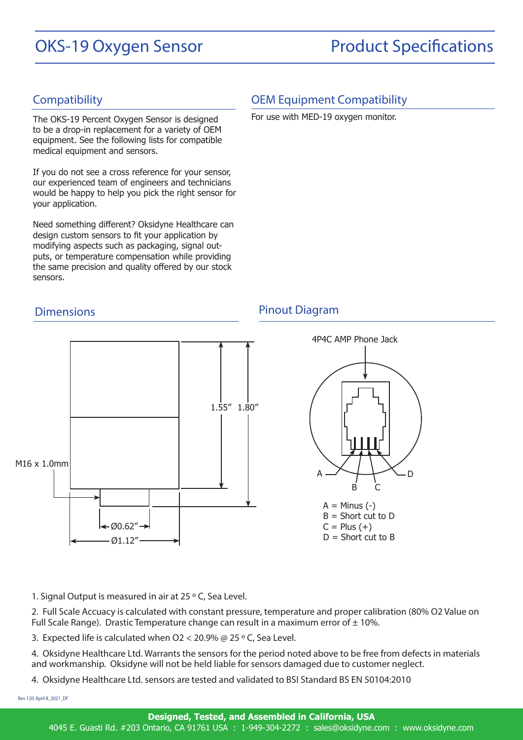# OKS-19 Oxygen Sensor — Product Specifications

## Compatibility

The OKS-19 Percent Oxygen Sensor is designed to be a drop-in replacement for a variety of OEM equipment. See the following lists for compatible medical equipment and sensors.

If you do not see a cross reference for your sensor, our experienced team of engineers and technicians would be happy to help you pick the right sensor for your application.

Need something different? Oksidyne Healthcare can design custom sensors to fit your application by modifying aspects such as packaging, signal outputs, or temperature compensation while providing the same precision and quality offered by our stock sensors.

## OEM Equipment Compatibility

For use with MED-19 oxygen monitor.

## Dimensions

1.55″
1.80″
M16 x 1.0mm
Ø0.62″
Ø1.12″

## Pinout Diagram

4P4C AMP Phone Jack

A
B
C
D

A = Minus (-)
B = Short cut to D
C = Plus (+)
D = Short cut to B

1. Signal Output is measured in air at 25 ° C, Sea Level.

2. Full Scale Accuacy is calculated with constant pressure, temperature and proper calibration (80% O2 Value on Full Scale Range). Drastic Temperature change can result in a maximum error of ± 10%.

3. Expected life is calculated when O2 < 20.9% @ 25 ° C, Sea Level.

4. Oksidyne Healthcare Ltd. Warrants the sensors for the period noted above to be free from defects in materials and workmanship. Oksidyne will not be held liable for sensors damaged due to customer neglect.

4. Oksidyne Healthcare Ltd. sensors are tested and validated to BSI Standard BS EN 50104:2010

Rev 1.05 April 8_2021_DF

**Designed, Tested, and Assembled in California, USA**

4045 E. Guasti Rd. #203 Ontario, CA 91761 USA : 1-949-304-2272 : sales@oksidyne.com : www.oksidyne.com